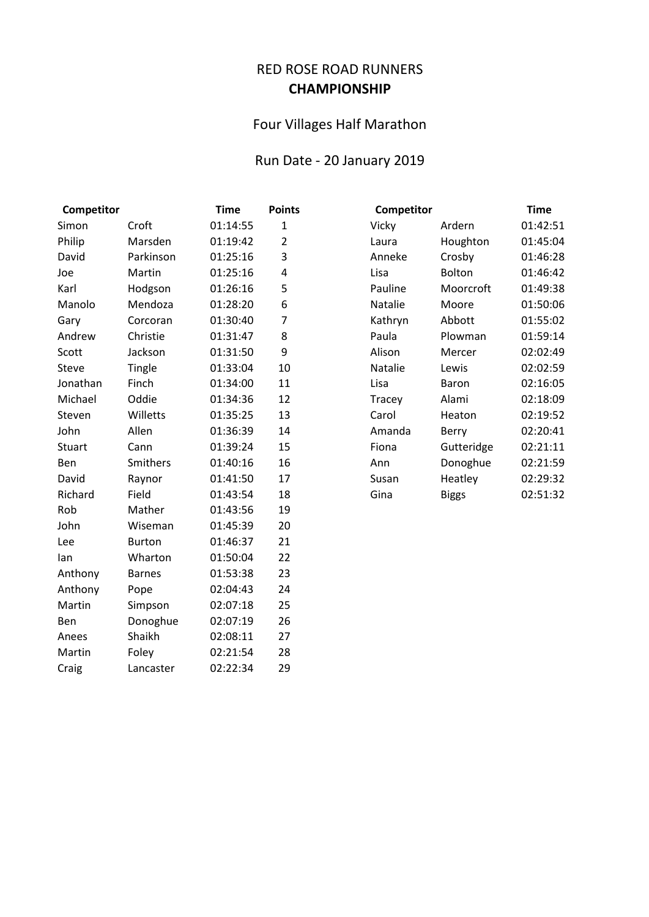# RED ROSE ROAD RUNNERS
## CHAMPIONSHIP

### Four Villages Half Marathon

### Run Date - 20 January 2019

| Competitor | | Time | Points |
|---|---|---|---|
| Simon | Croft | 01:14:55 | 1 |
| Philip | Marsden | 01:19:42 | 2 |
| David | Parkinson | 01:25:16 | 3 |
| Joe | Martin | 01:25:16 | 4 |
| Karl | Hodgson | 01:26:16 | 5 |
| Manolo | Mendoza | 01:28:20 | 6 |
| Gary | Corcoran | 01:30:40 | 7 |
| Andrew | Christie | 01:31:47 | 8 |
| Scott | Jackson | 01:31:50 | 9 |
| Steve | Tingle | 01:33:04 | 10 |
| Jonathan | Finch | 01:34:00 | 11 |
| Michael | Oddie | 01:34:36 | 12 |
| Steven | Willetts | 01:35:25 | 13 |
| John | Allen | 01:36:39 | 14 |
| Stuart | Cann | 01:39:24 | 15 |
| Ben | Smithers | 01:40:16 | 16 |
| David | Raynor | 01:41:50 | 17 |
| Richard | Field | 01:43:54 | 18 |
| Rob | Mather | 01:43:56 | 19 |
| John | Wiseman | 01:45:39 | 20 |
| Lee | Burton | 01:46:37 | 21 |
| Ian | Wharton | 01:50:04 | 22 |
| Anthony | Barnes | 01:53:38 | 23 |
| Anthony | Pope | 02:04:43 | 24 |
| Martin | Simpson | 02:07:18 | 25 |
| Ben | Donoghue | 02:07:19 | 26 |
| Anees | Shaikh | 02:08:11 | 27 |
| Martin | Foley | 02:21:54 | 28 |
| Craig | Lancaster | 02:22:34 | 29 |

| Competitor | | Time |
|---|---|---|
| Vicky | Ardern | 01:42:51 |
| Laura | Houghton | 01:45:04 |
| Anneke | Crosby | 01:46:28 |
| Lisa | Bolton | 01:46:42 |
| Pauline | Moorcroft | 01:49:38 |
| Natalie | Moore | 01:50:06 |
| Kathryn | Abbott | 01:55:02 |
| Paula | Plowman | 01:59:14 |
| Alison | Mercer | 02:02:49 |
| Natalie | Lewis | 02:02:59 |
| Lisa | Baron | 02:16:05 |
| Tracey | Alami | 02:18:09 |
| Carol | Heaton | 02:19:52 |
| Amanda | Berry | 02:20:41 |
| Fiona | Gutteridge | 02:21:11 |
| Ann | Donoghue | 02:21:59 |
| Susan | Heatley | 02:29:32 |
| Gina | Biggs | 02:51:32 |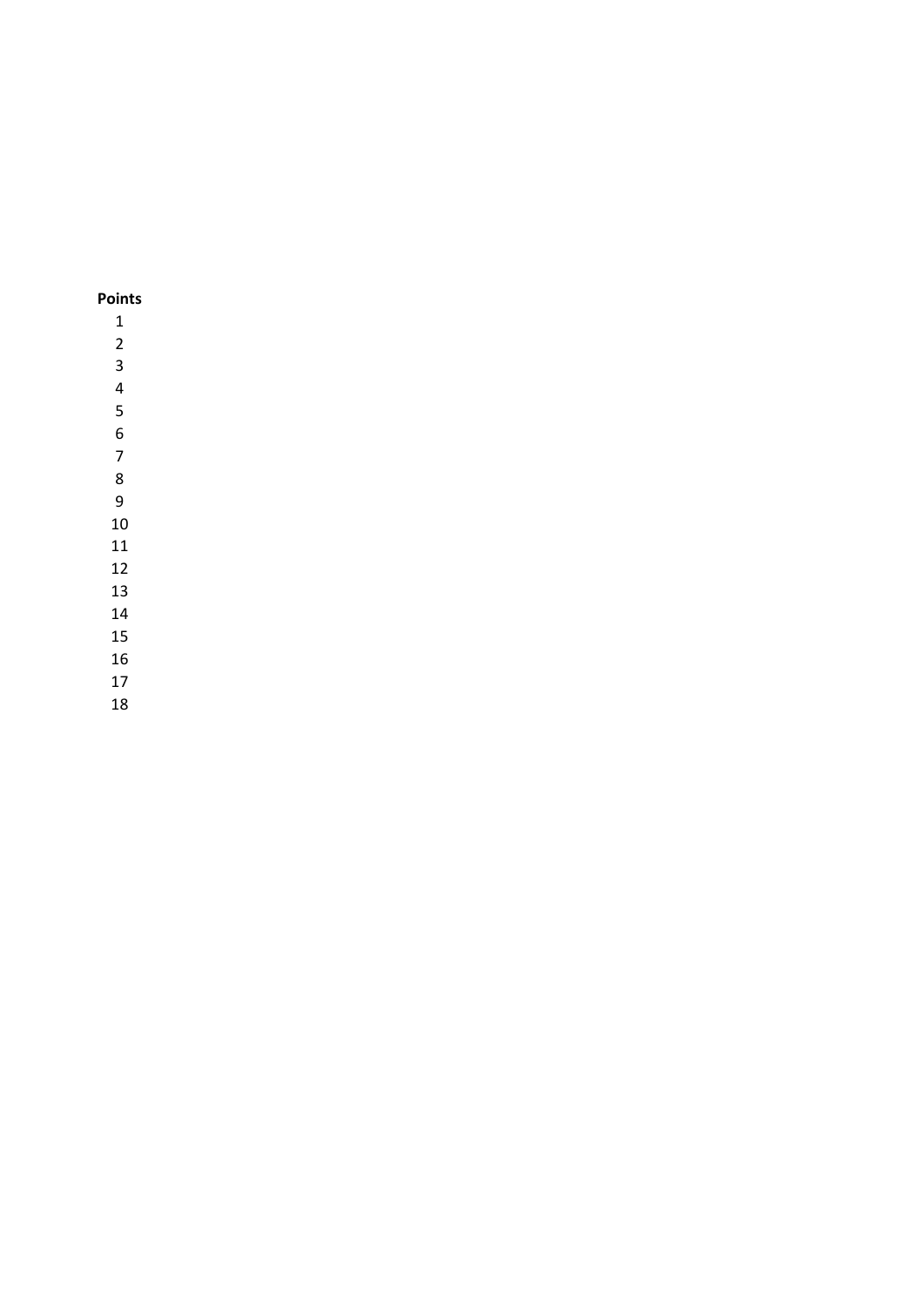| **Points** |
|---|
| 1 |
| 2 |
| 3 |
| 4 |
| 5 |
| 6 |
| 7 |
| 8 |
| 9 |
| 10 |
| 11 |
| 12 |
| 13 |
| 14 |
| 15 |
| 16 |
| 17 |
| 18 |